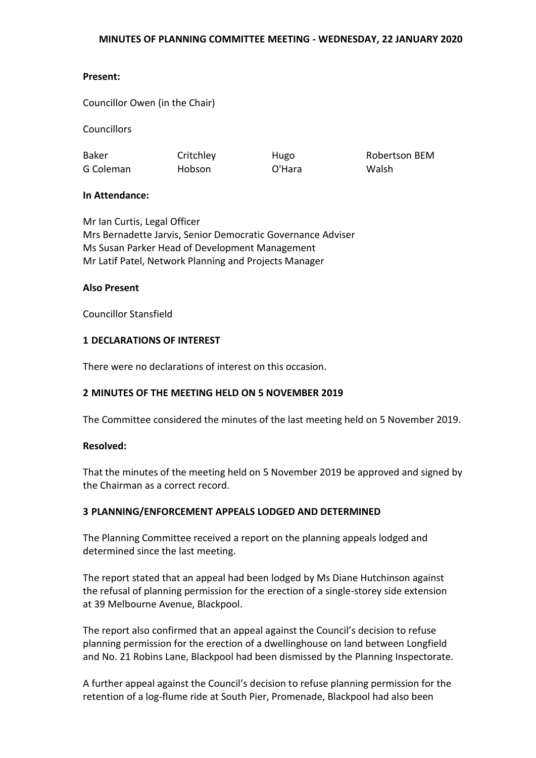# MINUTES OF PLANNING COMMITTEE MEETING - WEDNESDAY, 22 JANUARY 2020

**Present:**

Councillor Owen (in the Chair)

Councillors

| | | | |
|---|---|---|---|
| Baker | Critchley | Hugo | Robertson BEM |
| G Coleman | Hobson | O'Hara | Walsh |

**In Attendance:**

Mr Ian Curtis, Legal Officer
Mrs Bernadette Jarvis, Senior Democratic Governance Adviser
Ms Susan Parker Head of Development Management
Mr Latif Patel, Network Planning and Projects Manager

**Also Present**

Councillor Stansfield

## 1 DECLARATIONS OF INTEREST

There were no declarations of interest on this occasion.

## 2 MINUTES OF THE MEETING HELD ON 5 NOVEMBER 2019

The Committee considered the minutes of the last meeting held on 5 November 2019.

**Resolved:**

That the minutes of the meeting held on 5 November 2019 be approved and signed by the Chairman as a correct record.

## 3 PLANNING/ENFORCEMENT APPEALS LODGED AND DETERMINED

The Planning Committee received a report on the planning appeals lodged and determined since the last meeting.

The report stated that an appeal had been lodged by Ms Diane Hutchinson against the refusal of planning permission for the erection of a single-storey side extension at 39 Melbourne Avenue, Blackpool.

The report also confirmed that an appeal against the Council's decision to refuse planning permission for the erection of a dwellinghouse on land between Longfield and No. 21 Robins Lane, Blackpool had been dismissed by the Planning Inspectorate.

A further appeal against the Council's decision to refuse planning permission for the retention of a log-flume ride at South Pier, Promenade, Blackpool had also been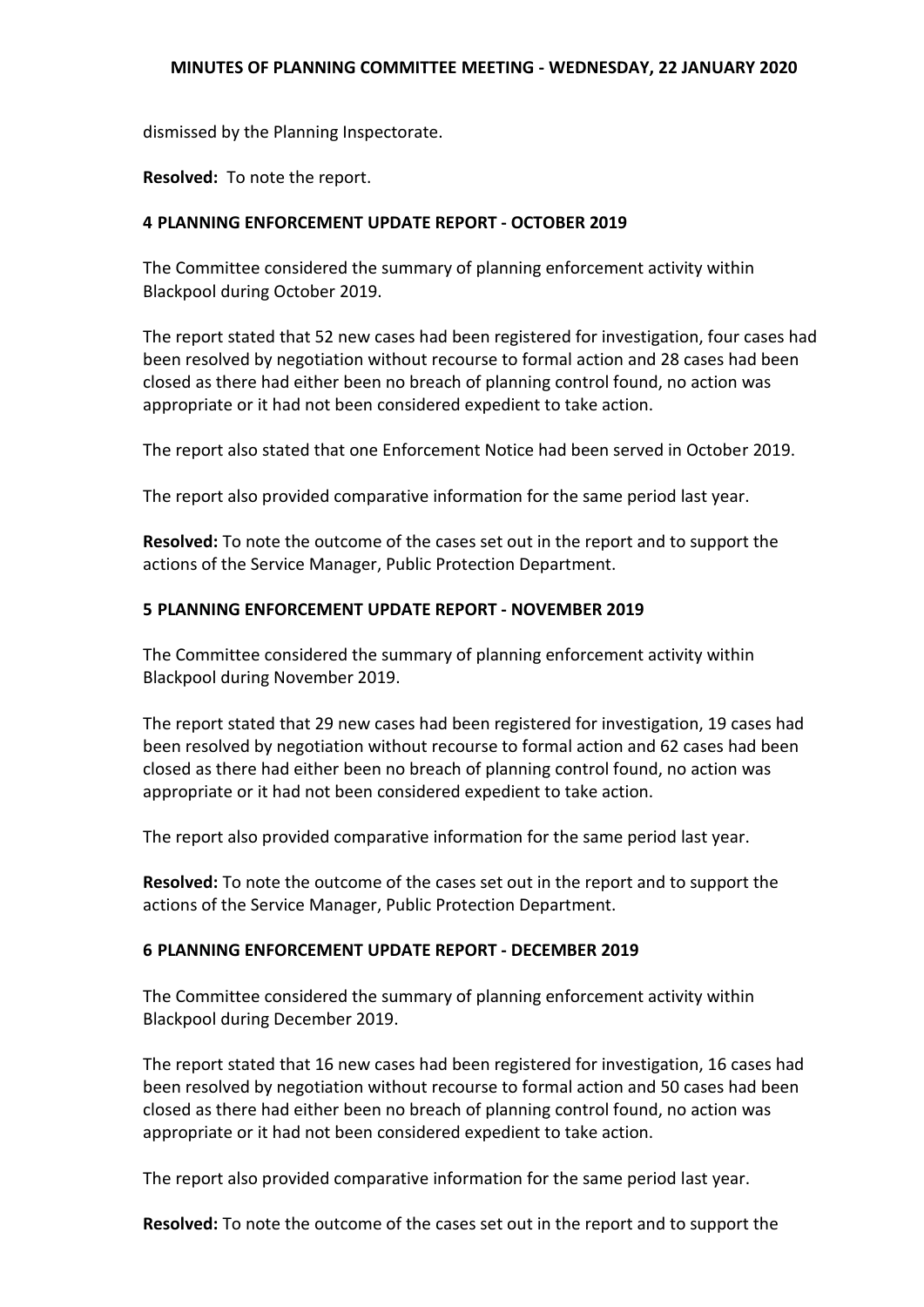dismissed by the Planning Inspectorate.

**Resolved:** To note the report.

### 4 PLANNING ENFORCEMENT UPDATE REPORT - OCTOBER 2019

The Committee considered the summary of planning enforcement activity within Blackpool during October 2019.

The report stated that 52 new cases had been registered for investigation, four cases had been resolved by negotiation without recourse to formal action and 28 cases had been closed as there had either been no breach of planning control found, no action was appropriate or it had not been considered expedient to take action.

The report also stated that one Enforcement Notice had been served in October 2019.

The report also provided comparative information for the same period last year.

**Resolved:** To note the outcome of the cases set out in the report and to support the actions of the Service Manager, Public Protection Department.

### 5 PLANNING ENFORCEMENT UPDATE REPORT - NOVEMBER 2019

The Committee considered the summary of planning enforcement activity within Blackpool during November 2019.

The report stated that 29 new cases had been registered for investigation, 19 cases had been resolved by negotiation without recourse to formal action and 62 cases had been closed as there had either been no breach of planning control found, no action was appropriate or it had not been considered expedient to take action.

The report also provided comparative information for the same period last year.

**Resolved:** To note the outcome of the cases set out in the report and to support the actions of the Service Manager, Public Protection Department.

### 6 PLANNING ENFORCEMENT UPDATE REPORT - DECEMBER 2019

The Committee considered the summary of planning enforcement activity within Blackpool during December 2019.

The report stated that 16 new cases had been registered for investigation, 16 cases had been resolved by negotiation without recourse to formal action and 50 cases had been closed as there had either been no breach of planning control found, no action was appropriate or it had not been considered expedient to take action.

The report also provided comparative information for the same period last year.

**Resolved:** To note the outcome of the cases set out in the report and to support the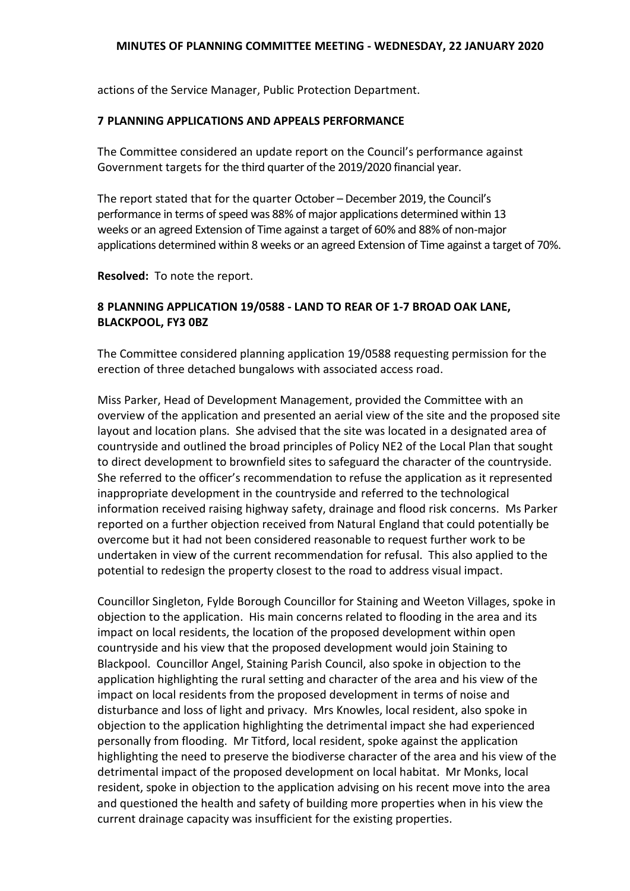actions of the Service Manager, Public Protection Department.

**7 PLANNING APPLICATIONS AND APPEALS PERFORMANCE**

The Committee considered an update report on the Council's performance against Government targets for the third quarter of the 2019/2020 financial year.

The report stated that for the quarter October – December 2019, the Council's performance in terms of speed was 88% of major applications determined within 13 weeks or an agreed Extension of Time against a target of 60% and 88% of non-major applications determined within 8 weeks or an agreed Extension of Time against a target of 70%.

**Resolved:** To note the report.

**8 PLANNING APPLICATION 19/0588 - LAND TO REAR OF 1-7 BROAD OAK LANE, BLACKPOOL, FY3 0BZ**

The Committee considered planning application 19/0588 requesting permission for the erection of three detached bungalows with associated access road.

Miss Parker, Head of Development Management, provided the Committee with an overview of the application and presented an aerial view of the site and the proposed site layout and location plans. She advised that the site was located in a designated area of countryside and outlined the broad principles of Policy NE2 of the Local Plan that sought to direct development to brownfield sites to safeguard the character of the countryside. She referred to the officer's recommendation to refuse the application as it represented inappropriate development in the countryside and referred to the technological information received raising highway safety, drainage and flood risk concerns. Ms Parker reported on a further objection received from Natural England that could potentially be overcome but it had not been considered reasonable to request further work to be undertaken in view of the current recommendation for refusal. This also applied to the potential to redesign the property closest to the road to address visual impact.

Councillor Singleton, Fylde Borough Councillor for Staining and Weeton Villages, spoke in objection to the application. His main concerns related to flooding in the area and its impact on local residents, the location of the proposed development within open countryside and his view that the proposed development would join Staining to Blackpool. Councillor Angel, Staining Parish Council, also spoke in objection to the application highlighting the rural setting and character of the area and his view of the impact on local residents from the proposed development in terms of noise and disturbance and loss of light and privacy. Mrs Knowles, local resident, also spoke in objection to the application highlighting the detrimental impact she had experienced personally from flooding. Mr Titford, local resident, spoke against the application highlighting the need to preserve the biodiverse character of the area and his view of the detrimental impact of the proposed development on local habitat. Mr Monks, local resident, spoke in objection to the application advising on his recent move into the area and questioned the health and safety of building more properties when in his view the current drainage capacity was insufficient for the existing properties.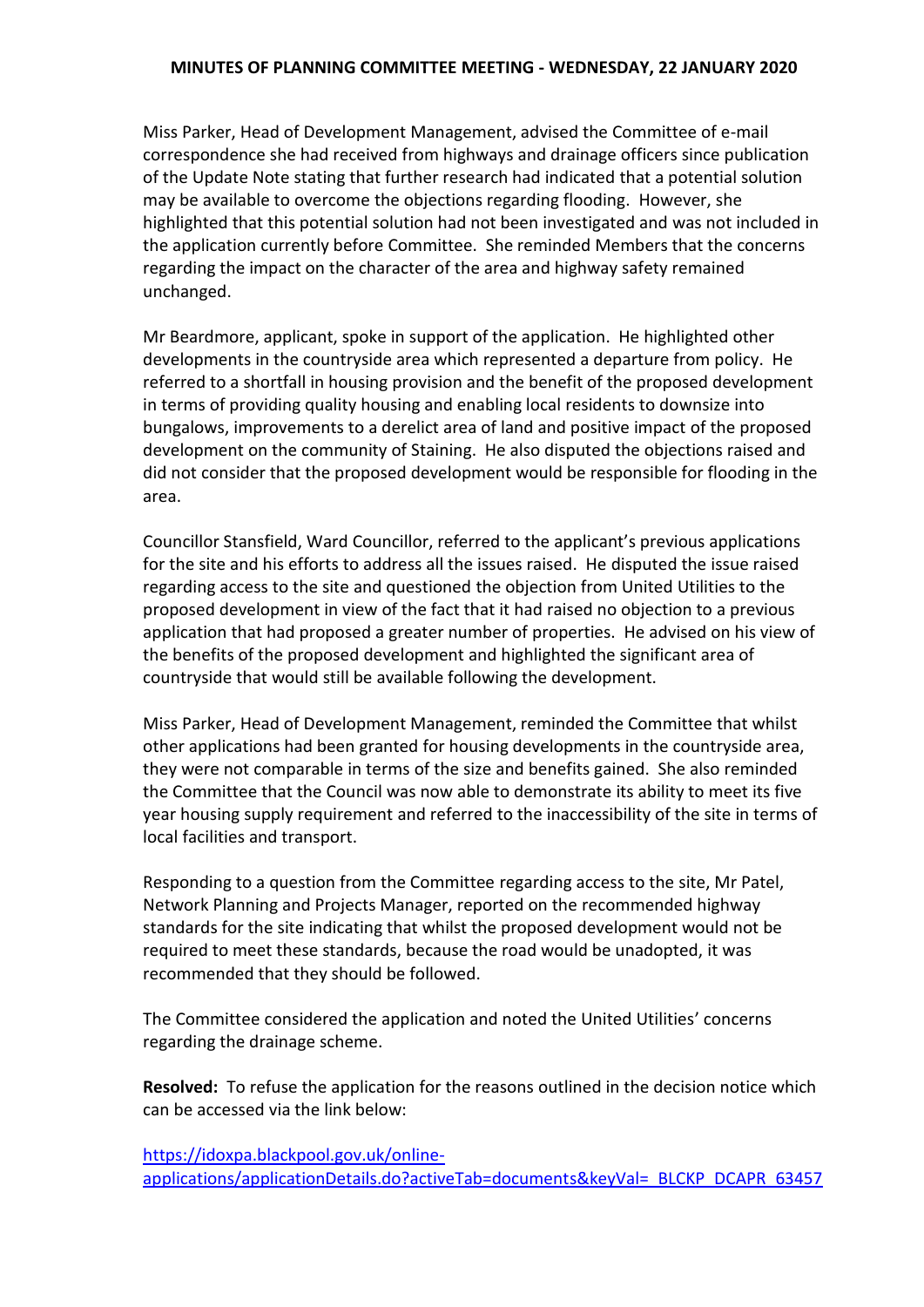Miss Parker, Head of Development Management, advised the Committee of e-mail correspondence she had received from highways and drainage officers since publication of the Update Note stating that further research had indicated that a potential solution may be available to overcome the objections regarding flooding. However, she highlighted that this potential solution had not been investigated and was not included in the application currently before Committee. She reminded Members that the concerns regarding the impact on the character of the area and highway safety remained unchanged.

Mr Beardmore, applicant, spoke in support of the application. He highlighted other developments in the countryside area which represented a departure from policy. He referred to a shortfall in housing provision and the benefit of the proposed development in terms of providing quality housing and enabling local residents to downsize into bungalows, improvements to a derelict area of land and positive impact of the proposed development on the community of Staining. He also disputed the objections raised and did not consider that the proposed development would be responsible for flooding in the area.

Councillor Stansfield, Ward Councillor, referred to the applicant's previous applications for the site and his efforts to address all the issues raised. He disputed the issue raised regarding access to the site and questioned the objection from United Utilities to the proposed development in view of the fact that it had raised no objection to a previous application that had proposed a greater number of properties. He advised on his view of the benefits of the proposed development and highlighted the significant area of countryside that would still be available following the development.

Miss Parker, Head of Development Management, reminded the Committee that whilst other applications had been granted for housing developments in the countryside area, they were not comparable in terms of the size and benefits gained. She also reminded the Committee that the Council was now able to demonstrate its ability to meet its five year housing supply requirement and referred to the inaccessibility of the site in terms of local facilities and transport.

Responding to a question from the Committee regarding access to the site, Mr Patel, Network Planning and Projects Manager, reported on the recommended highway standards for the site indicating that whilst the proposed development would not be required to meet these standards, because the road would be unadopted, it was recommended that they should be followed.

The Committee considered the application and noted the United Utilities' concerns regarding the drainage scheme.

**Resolved:** To refuse the application for the reasons outlined in the decision notice which can be accessed via the link below:

https://idoxpa.blackpool.gov.uk/online-applications/applicationDetails.do?activeTab=documents&keyVal=_BLCKP_DCAPR_63457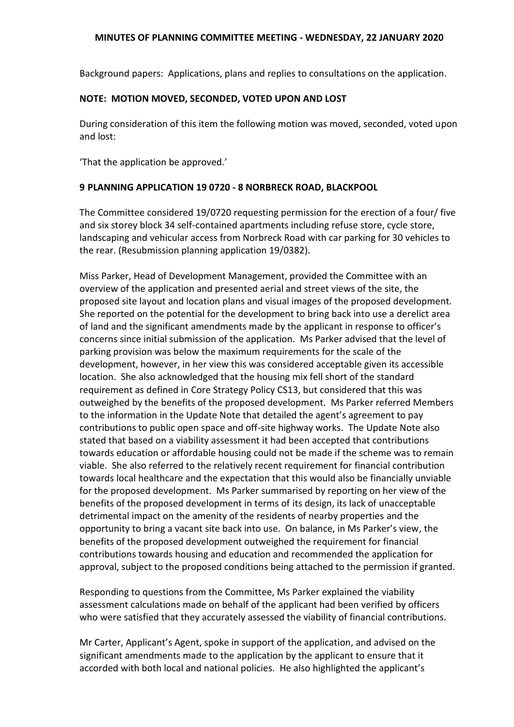Background papers: Applications, plans and replies to consultations on the application.

**NOTE: MOTION MOVED, SECONDED, VOTED UPON AND LOST**

During consideration of this item the following motion was moved, seconded, voted upon and lost:

'That the application be approved.'

**9 PLANNING APPLICATION 19 0720 - 8 NORBRECK ROAD, BLACKPOOL**

The Committee considered 19/0720 requesting permission for the erection of a four/ five and six storey block 34 self-contained apartments including refuse store, cycle store, landscaping and vehicular access from Norbreck Road with car parking for 30 vehicles to the rear. (Resubmission planning application 19/0382).

Miss Parker, Head of Development Management, provided the Committee with an overview of the application and presented aerial and street views of the site, the proposed site layout and location plans and visual images of the proposed development. She reported on the potential for the development to bring back into use a derelict area of land and the significant amendments made by the applicant in response to officer's concerns since initial submission of the application. Ms Parker advised that the level of parking provision was below the maximum requirements for the scale of the development, however, in her view this was considered acceptable given its accessible location. She also acknowledged that the housing mix fell short of the standard requirement as defined in Core Strategy Policy CS13, but considered that this was outweighed by the benefits of the proposed development. Ms Parker referred Members to the information in the Update Note that detailed the agent's agreement to pay contributions to public open space and off-site highway works. The Update Note also stated that based on a viability assessment it had been accepted that contributions towards education or affordable housing could not be made if the scheme was to remain viable. She also referred to the relatively recent requirement for financial contribution towards local healthcare and the expectation that this would also be financially unviable for the proposed development. Ms Parker summarised by reporting on her view of the benefits of the proposed development in terms of its design, its lack of unacceptable detrimental impact on the amenity of the residents of nearby properties and the opportunity to bring a vacant site back into use. On balance, in Ms Parker's view, the benefits of the proposed development outweighed the requirement for financial contributions towards housing and education and recommended the application for approval, subject to the proposed conditions being attached to the permission if granted.

Responding to questions from the Committee, Ms Parker explained the viability assessment calculations made on behalf of the applicant had been verified by officers who were satisfied that they accurately assessed the viability of financial contributions.

Mr Carter, Applicant's Agent, spoke in support of the application, and advised on the significant amendments made to the application by the applicant to ensure that it accorded with both local and national policies. He also highlighted the applicant's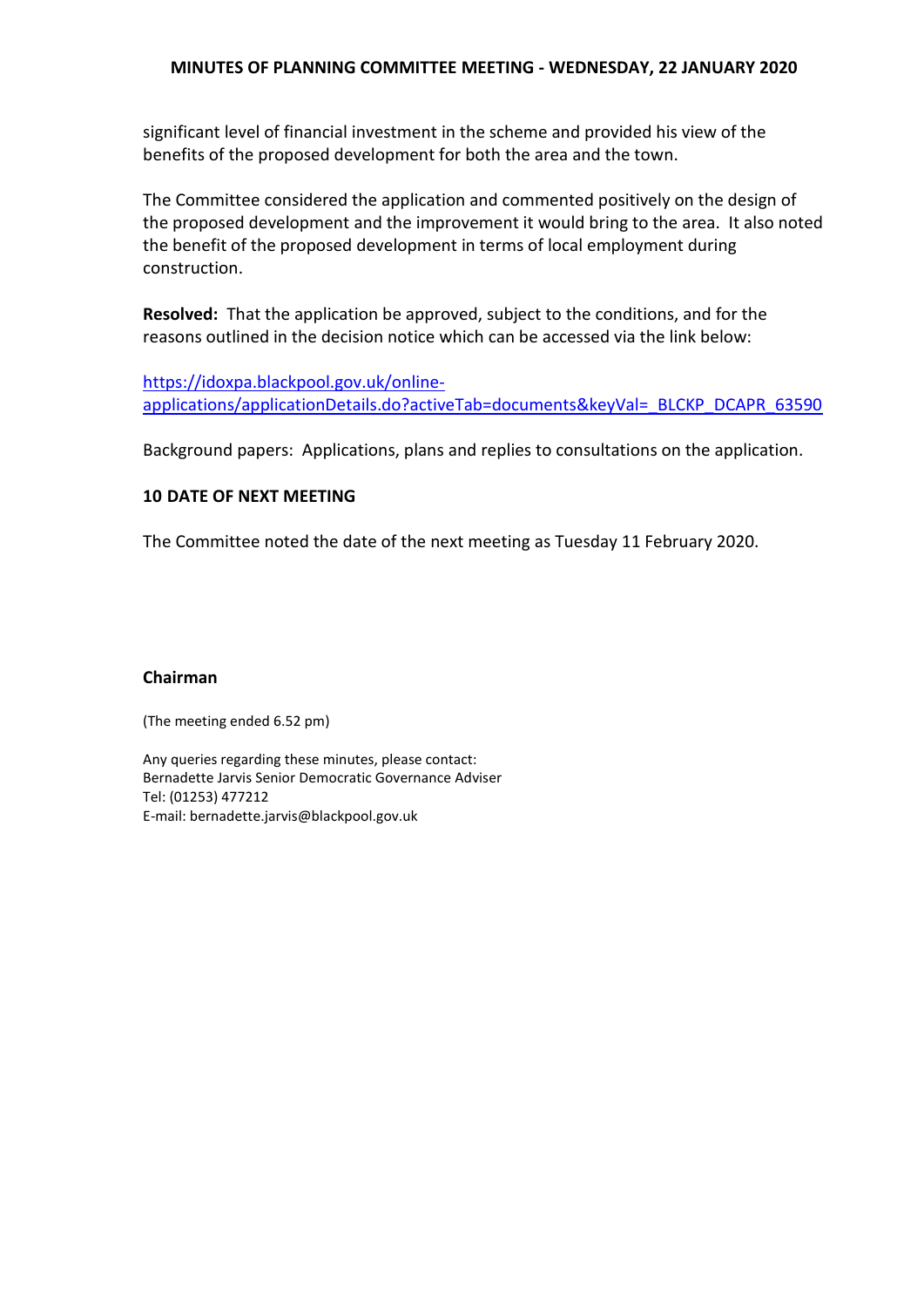significant level of financial investment in the scheme and provided his view of the benefits of the proposed development for both the area and the town.

The Committee considered the application and commented positively on the design of the proposed development and the improvement it would bring to the area. It also noted the benefit of the proposed development in terms of local employment during construction.

**Resolved:** That the application be approved, subject to the conditions, and for the reasons outlined in the decision notice which can be accessed via the link below:

https://idoxpa.blackpool.gov.uk/online-applications/applicationDetails.do?activeTab=documents&keyVal=_BLCKP_DCAPR_63590

Background papers: Applications, plans and replies to consultations on the application.

### 10 DATE OF NEXT MEETING

The Committee noted the date of the next meeting as Tuesday 11 February 2020.

**Chairman**

(The meeting ended 6.52 pm)

Any queries regarding these minutes, please contact:
Bernadette Jarvis Senior Democratic Governance Adviser
Tel: (01253) 477212
E-mail: bernadette.jarvis@blackpool.gov.uk